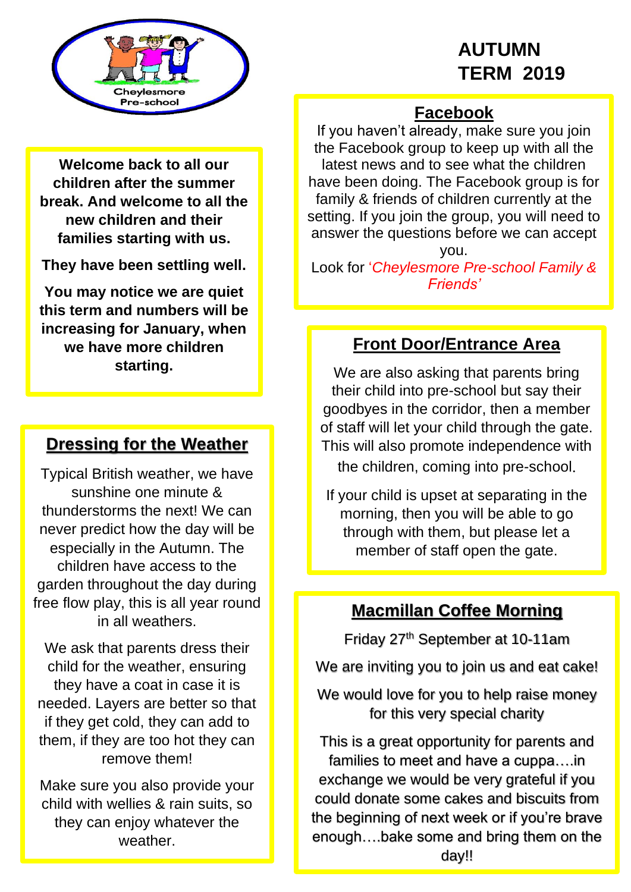Cheylesmore Pre-school

# AUTUMN TERM 2019

**Welcome back to all our children after the summer break. And welcome to all the new children and their families starting with us.**

**They have been settling well.**

**You may notice we are quiet this term and numbers will be increasing for January, when we have more children starting.**

## Facebook

If you haven't already, make sure you join the Facebook group to keep up with all the latest news and to see what the children have been doing. The Facebook group is for family & friends of children currently at the setting. If you join the group, you will need to answer the questions before we can accept you.

Look for '*Cheylesmore Pre-school Family & Friends'*

## Dressing for the Weather

Typical British weather, we have sunshine one minute & thunderstorms the next! We can never predict how the day will be especially in the Autumn. The children have access to the garden throughout the day during free flow play, this is all year round in all weathers.

We ask that parents dress their child for the weather, ensuring they have a coat in case it is needed. Layers are better so that if they get cold, they can add to them, if they are too hot they can remove them!

Make sure you also provide your child with wellies & rain suits, so they can enjoy whatever the weather.

## Front Door/Entrance Area

We are also asking that parents bring their child into pre-school but say their goodbyes in the corridor, then a member of staff will let your child through the gate. This will also promote independence with the children, coming into pre-school.

If your child is upset at separating in the morning, then you will be able to go through with them, but please let a member of staff open the gate.

## Macmillan Coffee Morning

Friday 27th September at 10-11am

We are inviting you to join us and eat cake!

We would love for you to help raise money for this very special charity

This is a great opportunity for parents and families to meet and have a cuppa….in exchange we would be very grateful if you could donate some cakes and biscuits from the beginning of next week or if you're brave enough….bake some and bring them on the day!!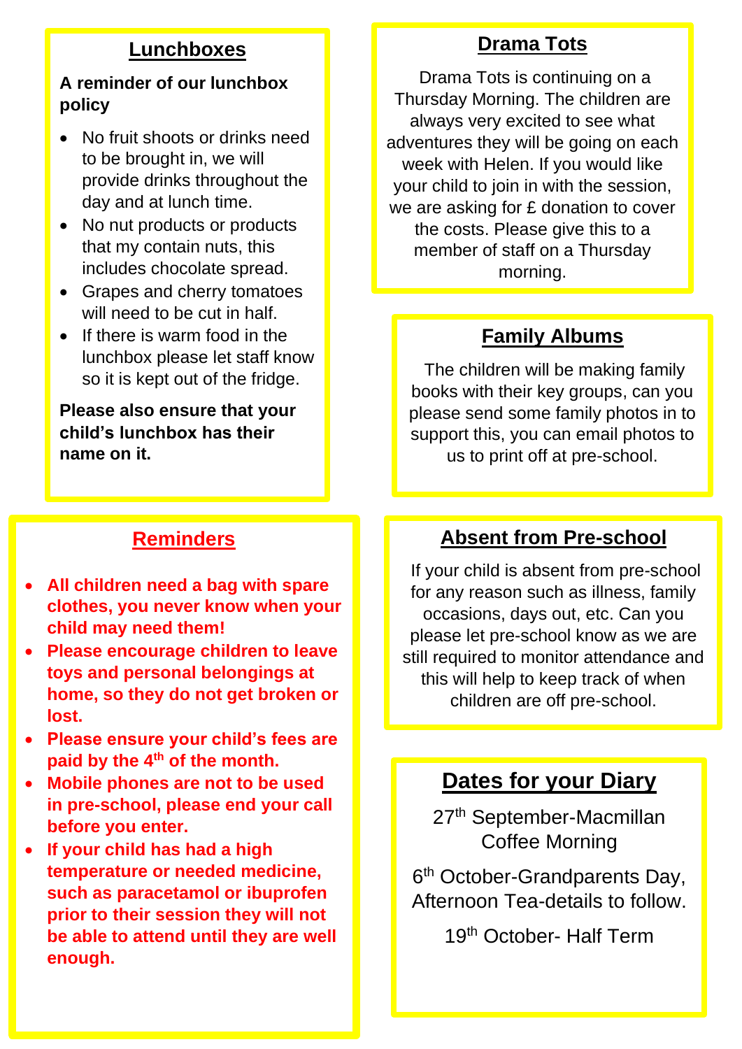## Lunchboxes

**A reminder of our lunchbox policy**

- No fruit shoots or drinks need to be brought in, we will provide drinks throughout the day and at lunch time.
- No nut products or products that my contain nuts, this includes chocolate spread.
- Grapes and cherry tomatoes will need to be cut in half.
- If there is warm food in the lunchbox please let staff know so it is kept out of the fridge.

**Please also ensure that your child's lunchbox has their name on it.**

## Drama Tots

Drama Tots is continuing on a Thursday Morning. The children are always very excited to see what adventures they will be going on each week with Helen. If you would like your child to join in with the session, we are asking for £ donation to cover the costs. Please give this to a member of staff on a Thursday morning.

## Family Albums

The children will be making family books with their key groups, can you please send some family photos in to support this, you can email photos to us to print off at pre-school.

## Reminders

- **All children need a bag with spare clothes, you never know when your child may need them!**
- **Please encourage children to leave toys and personal belongings at home, so they do not get broken or lost.**
- **Please ensure your child's fees are paid by the 4th of the month.**
- **Mobile phones are not to be used in pre-school, please end your call before you enter.**
- **If your child has had a high temperature or needed medicine, such as paracetamol or ibuprofen prior to their session they will not be able to attend until they are well enough.**

## Absent from Pre-school

If your child is absent from pre-school for any reason such as illness, family occasions, days out, etc. Can you please let pre-school know as we are still required to monitor attendance and this will help to keep track of when children are off pre-school.

## Dates for your Diary

27th September-Macmillan Coffee Morning

6th October-Grandparents Day, Afternoon Tea-details to follow.

19th October- Half Term